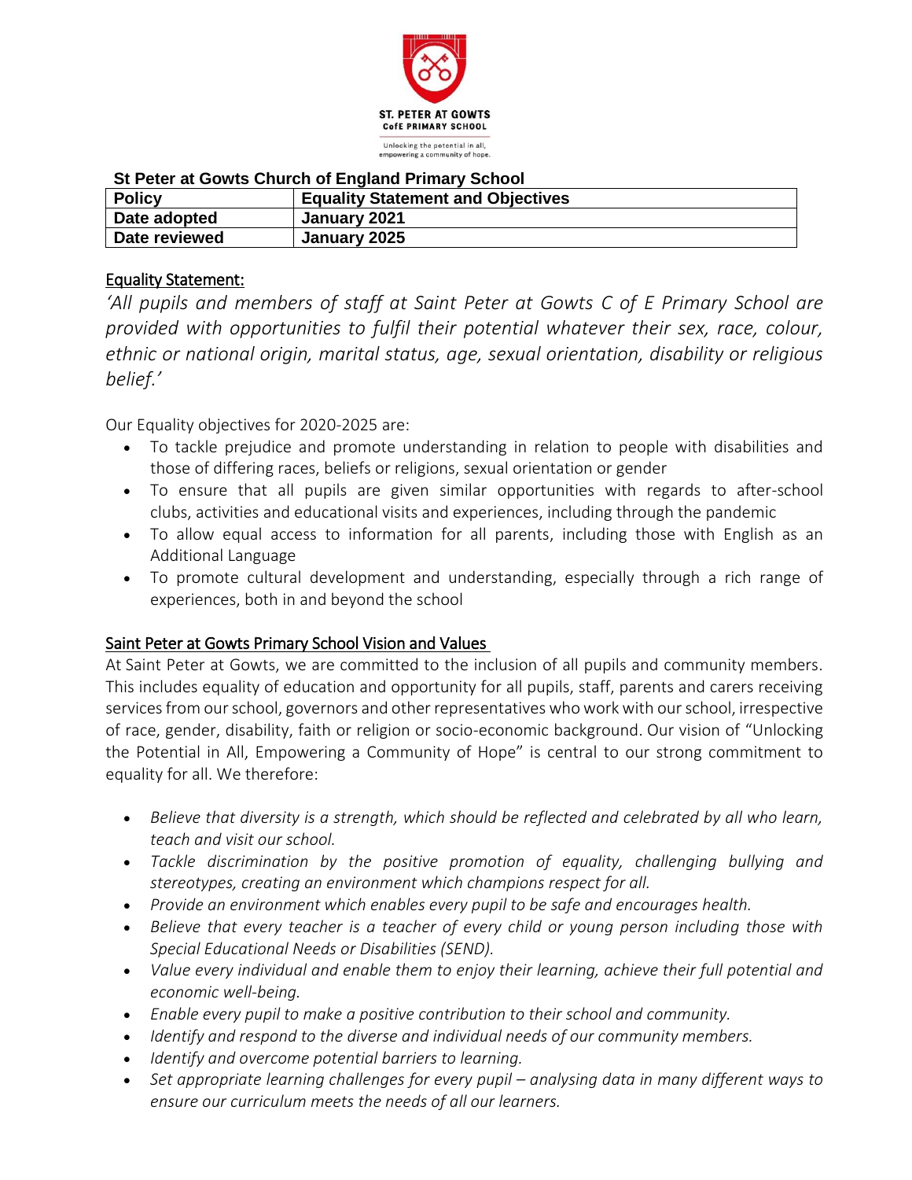ST. PETER AT GOWTS
CofE PRIMARY SCHOOL

Unlocking the potential in all, empowering a community of hope.

**St Peter at Gowts Church of England Primary School**

| **Policy** | **Equality Statement and Objectives** |
|---|---|
| **Date adopted** | **January 2021** |
| **Date reviewed** | **January 2025** |

## Equality Statement:

*'All pupils and members of staff at Saint Peter at Gowts C of E Primary School are provided with opportunities to fulfil their potential whatever their sex, race, colour, ethnic or national origin, marital status, age, sexual orientation, disability or religious belief.'*

Our Equality objectives for 2020-2025 are:

- To tackle prejudice and promote understanding in relation to people with disabilities and those of differing races, beliefs or religions, sexual orientation or gender
- To ensure that all pupils are given similar opportunities with regards to after-school clubs, activities and educational visits and experiences, including through the pandemic
- To allow equal access to information for all parents, including those with English as an Additional Language
- To promote cultural development and understanding, especially through a rich range of experiences, both in and beyond the school

## Saint Peter at Gowts Primary School Vision and Values

At Saint Peter at Gowts, we are committed to the inclusion of all pupils and community members. This includes equality of education and opportunity for all pupils, staff, parents and carers receiving services from our school, governors and other representatives who work with our school, irrespective of race, gender, disability, faith or religion or socio-economic background. Our vision of "Unlocking the Potential in All, Empowering a Community of Hope" is central to our strong commitment to equality for all. We therefore:

- *Believe that diversity is a strength, which should be reflected and celebrated by all who learn, teach and visit our school.*
- *Tackle discrimination by the positive promotion of equality, challenging bullying and stereotypes, creating an environment which champions respect for all.*
- *Provide an environment which enables every pupil to be safe and encourages health.*
- *Believe that every teacher is a teacher of every child or young person including those with Special Educational Needs or Disabilities (SEND).*
- *Value every individual and enable them to enjoy their learning, achieve their full potential and economic well-being.*
- *Enable every pupil to make a positive contribution to their school and community.*
- *Identify and respond to the diverse and individual needs of our community members.*
- *Identify and overcome potential barriers to learning.*
- *Set appropriate learning challenges for every pupil – analysing data in many different ways to ensure our curriculum meets the needs of all our learners.*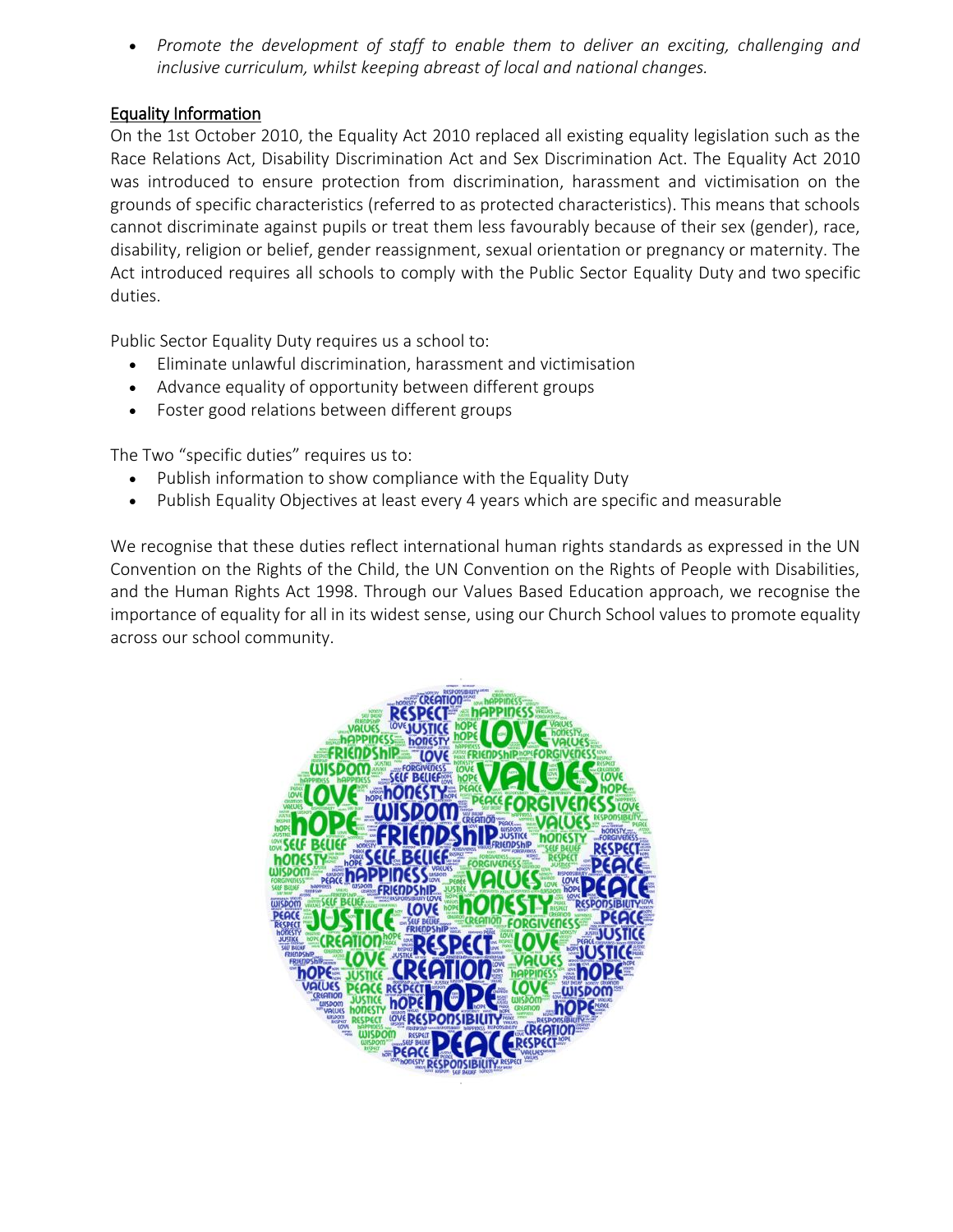- *Promote the development of staff to enable them to deliver an exciting, challenging and inclusive curriculum, whilst keeping abreast of local and national changes.*

## Equality Information

On the 1st October 2010, the Equality Act 2010 replaced all existing equality legislation such as the Race Relations Act, Disability Discrimination Act and Sex Discrimination Act. The Equality Act 2010 was introduced to ensure protection from discrimination, harassment and victimisation on the grounds of specific characteristics (referred to as protected characteristics). This means that schools cannot discriminate against pupils or treat them less favourably because of their sex (gender), race, disability, religion or belief, gender reassignment, sexual orientation or pregnancy or maternity. The Act introduced requires all schools to comply with the Public Sector Equality Duty and two specific duties.

Public Sector Equality Duty requires us a school to:

- Eliminate unlawful discrimination, harassment and victimisation
- Advance equality of opportunity between different groups
- Foster good relations between different groups

The Two "specific duties" requires us to:

- Publish information to show compliance with the Equality Duty
- Publish Equality Objectives at least every 4 years which are specific and measurable

We recognise that these duties reflect international human rights standards as expressed in the UN Convention on the Rights of the Child, the UN Convention on the Rights of People with Disabilities, and the Human Rights Act 1998. Through our Values Based Education approach, we recognise the importance of equality for all in its widest sense, using our Church School values to promote equality across our school community.